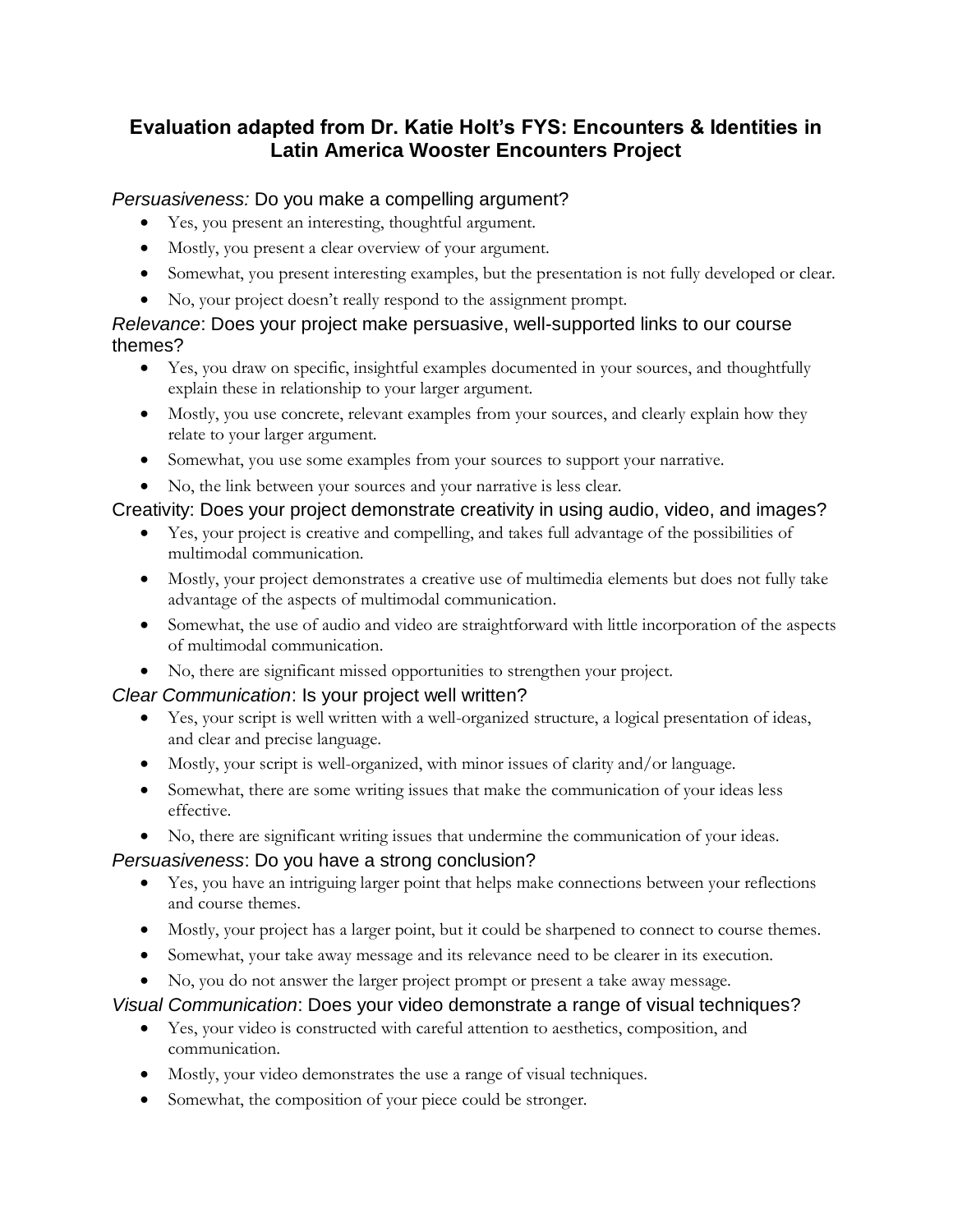# Evaluation adapted from Dr. Katie Holt's FYS: Encounters & Identities in Latin America Wooster Encounters Project

*Persuasiveness:* Do you make a compelling argument?

- Yes, you present an interesting, thoughtful argument.
- Mostly, you present a clear overview of your argument.
- Somewhat, you present interesting examples, but the presentation is not fully developed or clear.
- No, your project doesn't really respond to the assignment prompt.

*Relevance*: Does your project make persuasive, well-supported links to our course themes?

- Yes, you draw on specific, insightful examples documented in your sources, and thoughtfully explain these in relationship to your larger argument.
- Mostly, you use concrete, relevant examples from your sources, and clearly explain how they relate to your larger argument.
- Somewhat, you use some examples from your sources to support your narrative.
- No, the link between your sources and your narrative is less clear.

Creativity: Does your project demonstrate creativity in using audio, video, and images?

- Yes, your project is creative and compelling, and takes full advantage of the possibilities of multimodal communication.
- Mostly, your project demonstrates a creative use of multimedia elements but does not fully take advantage of the aspects of multimodal communication.
- Somewhat, the use of audio and video are straightforward with little incorporation of the aspects of multimodal communication.
- No, there are significant missed opportunities to strengthen your project.

*Clear Communication*: Is your project well written?

- Yes, your script is well written with a well-organized structure, a logical presentation of ideas, and clear and precise language.
- Mostly, your script is well-organized, with minor issues of clarity and/or language.
- Somewhat, there are some writing issues that make the communication of your ideas less effective.
- No, there are significant writing issues that undermine the communication of your ideas.

*Persuasiveness*: Do you have a strong conclusion?

- Yes, you have an intriguing larger point that helps make connections between your reflections and course themes.
- Mostly, your project has a larger point, but it could be sharpened to connect to course themes.
- Somewhat, your take away message and its relevance need to be clearer in its execution.
- No, you do not answer the larger project prompt or present a take away message.

*Visual Communication*: Does your video demonstrate a range of visual techniques?

- Yes, your video is constructed with careful attention to aesthetics, composition, and communication.
- Mostly, your video demonstrates the use a range of visual techniques.
- Somewhat, the composition of your piece could be stronger.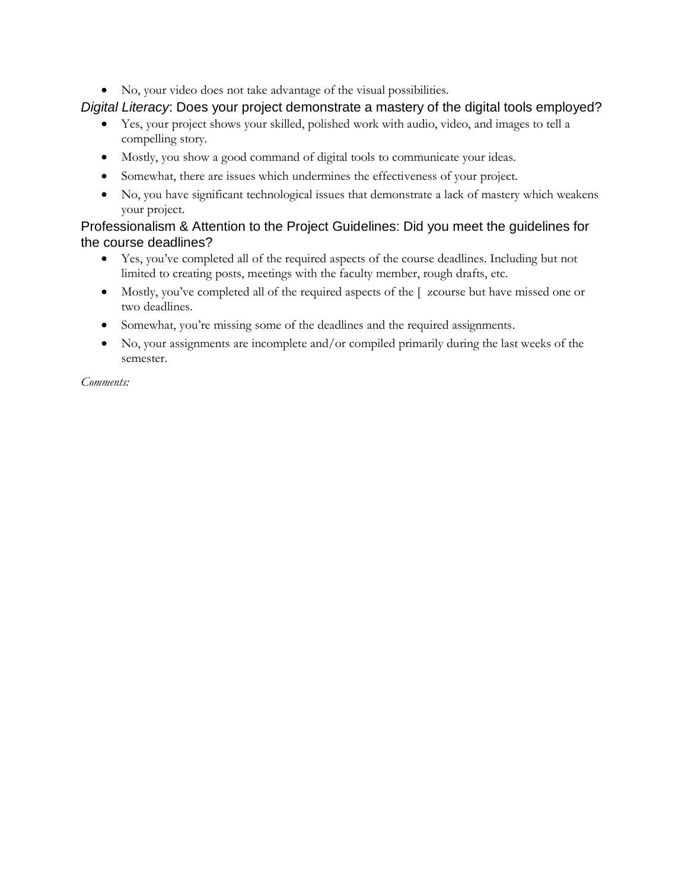- No, your video does not take advantage of the visual possibilities.

*Digital Literacy*: Does your project demonstrate a mastery of the digital tools employed?

- Yes, your project shows your skilled, polished work with audio, video, and images to tell a compelling story.
- Mostly, you show a good command of digital tools to communicate your ideas.
- Somewhat, there are issues which undermines the effectiveness of your project.
- No, you have significant technological issues that demonstrate a lack of mastery which weakens your project.

Professionalism & Attention to the Project Guidelines: Did you meet the guidelines for the course deadlines?

- Yes, you've completed all of the required aspects of the course deadlines. Including but not limited to creating posts, meetings with the faculty member, rough drafts, etc.
- Mostly, you've completed all of the required aspects of the [ zcourse but have missed one or two deadlines.
- Somewhat, you're missing some of the deadlines and the required assignments.
- No, your assignments are incomplete and/or compiled primarily during the last weeks of the semester.

*Comments:*